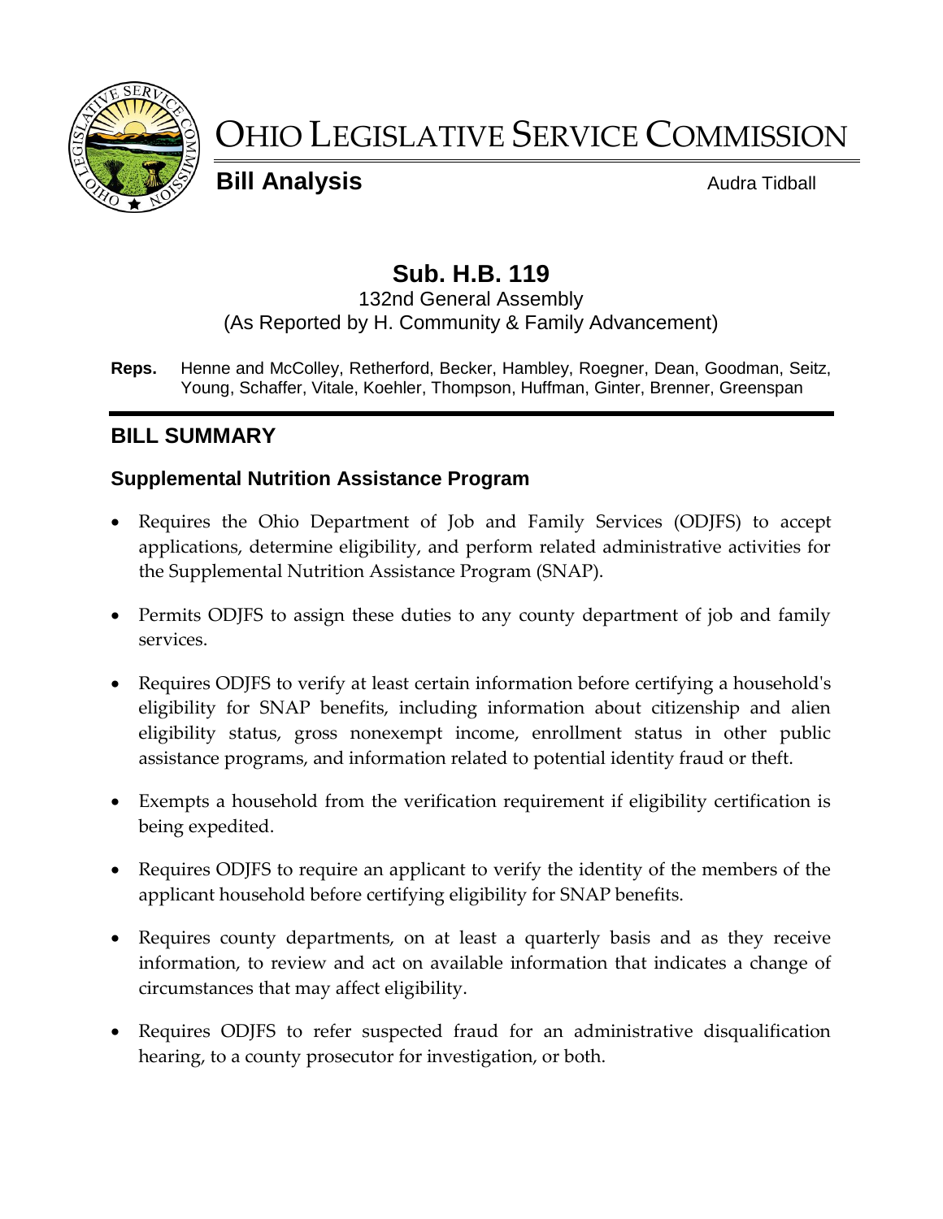# OHIO LEGISLATIVE SERVICE COMMISSION

**Bill Analysis** Audra Tidball

## Sub. H.B. 119

132nd General Assembly
(As Reported by H. Community & Family Advancement)

**Reps.** Henne and McColley, Retherford, Becker, Hambley, Roegner, Dean, Goodman, Seitz, Young, Schaffer, Vitale, Koehler, Thompson, Huffman, Ginter, Brenner, Greenspan

## BILL SUMMARY

### Supplemental Nutrition Assistance Program

- Requires the Ohio Department of Job and Family Services (ODJFS) to accept applications, determine eligibility, and perform related administrative activities for the Supplemental Nutrition Assistance Program (SNAP).
- Permits ODJFS to assign these duties to any county department of job and family services.
- Requires ODJFS to verify at least certain information before certifying a household's eligibility for SNAP benefits, including information about citizenship and alien eligibility status, gross nonexempt income, enrollment status in other public assistance programs, and information related to potential identity fraud or theft.
- Exempts a household from the verification requirement if eligibility certification is being expedited.
- Requires ODJFS to require an applicant to verify the identity of the members of the applicant household before certifying eligibility for SNAP benefits.
- Requires county departments, on at least a quarterly basis and as they receive information, to review and act on available information that indicates a change of circumstances that may affect eligibility.
- Requires ODJFS to refer suspected fraud for an administrative disqualification hearing, to a county prosecutor for investigation, or both.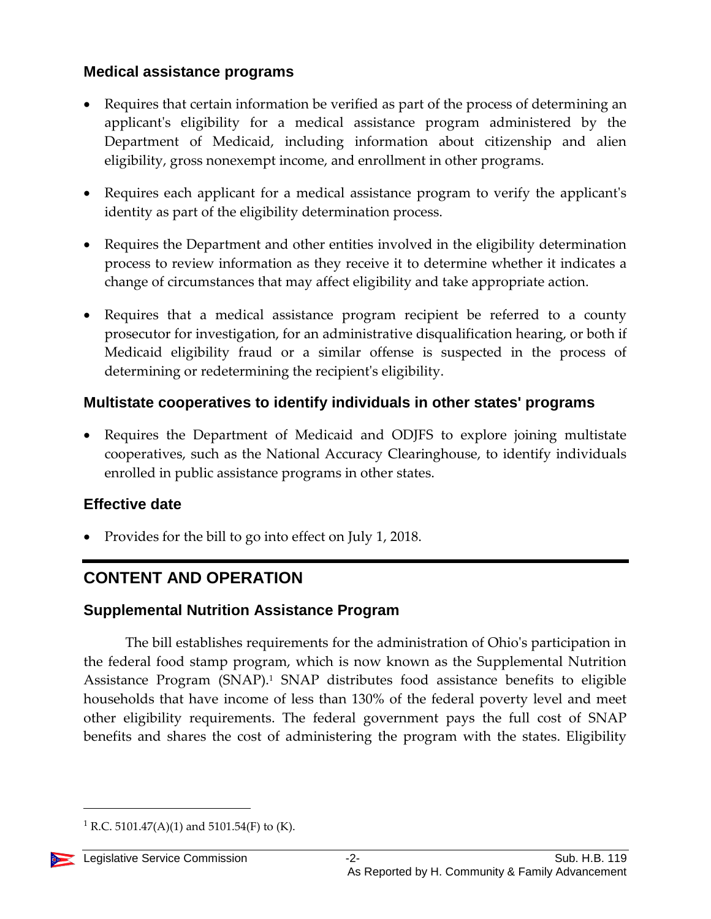### Medical assistance programs

- Requires that certain information be verified as part of the process of determining an applicant's eligibility for a medical assistance program administered by the Department of Medicaid, including information about citizenship and alien eligibility, gross nonexempt income, and enrollment in other programs.
- Requires each applicant for a medical assistance program to verify the applicant's identity as part of the eligibility determination process.
- Requires the Department and other entities involved in the eligibility determination process to review information as they receive it to determine whether it indicates a change of circumstances that may affect eligibility and take appropriate action.
- Requires that a medical assistance program recipient be referred to a county prosecutor for investigation, for an administrative disqualification hearing, or both if Medicaid eligibility fraud or a similar offense is suspected in the process of determining or redetermining the recipient's eligibility.

### Multistate cooperatives to identify individuals in other states' programs

- Requires the Department of Medicaid and ODJFS to explore joining multistate cooperatives, such as the National Accuracy Clearinghouse, to identify individuals enrolled in public assistance programs in other states.

### Effective date

- Provides for the bill to go into effect on July 1, 2018.

## CONTENT AND OPERATION

### Supplemental Nutrition Assistance Program

The bill establishes requirements for the administration of Ohio's participation in the federal food stamp program, which is now known as the Supplemental Nutrition Assistance Program (SNAP).[1] SNAP distributes food assistance benefits to eligible households that have income of less than 130% of the federal poverty level and meet other eligibility requirements. The federal government pays the full cost of SNAP benefits and shares the cost of administering the program with the states. Eligibility

[1] R.C. 5101.47(A)(1) and 5101.54(F) to (K).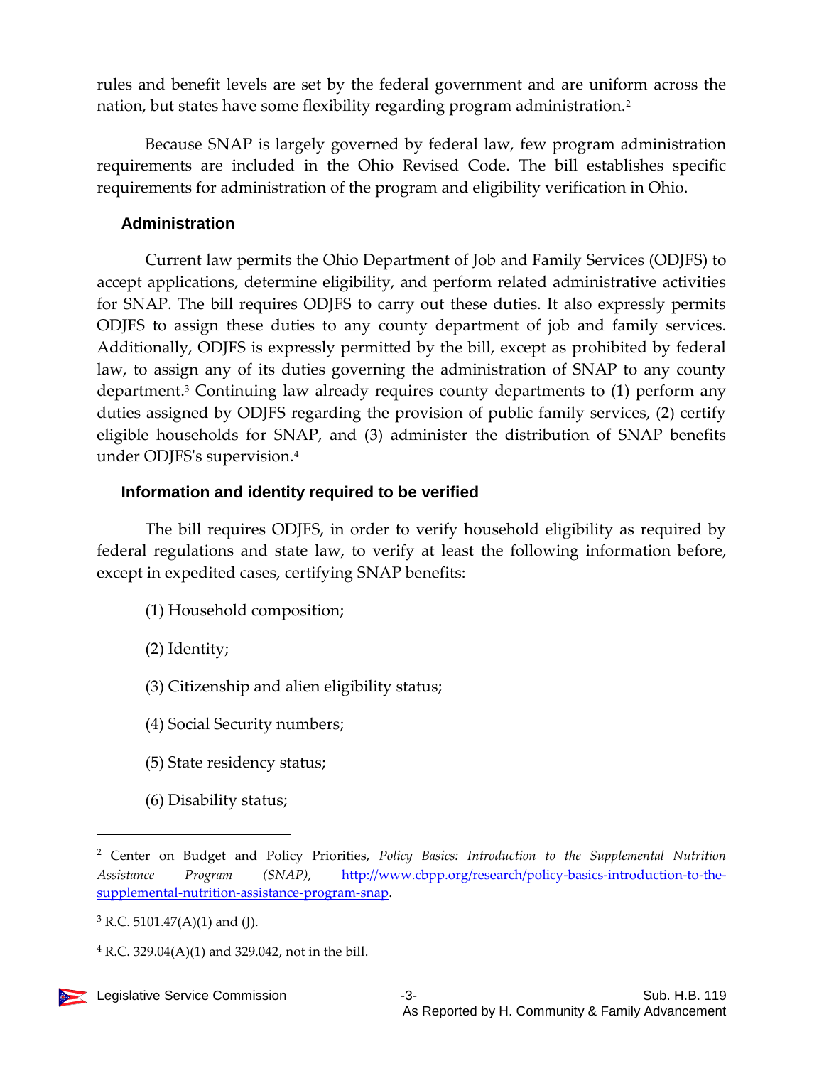rules and benefit levels are set by the federal government and are uniform across the nation, but states have some flexibility regarding program administration.[2]

Because SNAP is largely governed by federal law, few program administration requirements are included in the Ohio Revised Code. The bill establishes specific requirements for administration of the program and eligibility verification in Ohio.

### Administration

Current law permits the Ohio Department of Job and Family Services (ODJFS) to accept applications, determine eligibility, and perform related administrative activities for SNAP. The bill requires ODJFS to carry out these duties. It also expressly permits ODJFS to assign these duties to any county department of job and family services. Additionally, ODJFS is expressly permitted by the bill, except as prohibited by federal law, to assign any of its duties governing the administration of SNAP to any county department.[3] Continuing law already requires county departments to (1) perform any duties assigned by ODJFS regarding the provision of public family services, (2) certify eligible households for SNAP, and (3) administer the distribution of SNAP benefits under ODJFS's supervision.[4]

### Information and identity required to be verified

The bill requires ODJFS, in order to verify household eligibility as required by federal regulations and state law, to verify at least the following information before, except in expedited cases, certifying SNAP benefits:

(1) Household composition;

(2) Identity;

(3) Citizenship and alien eligibility status;

(4) Social Security numbers;

(5) State residency status;

(6) Disability status;

---

[2] Center on Budget and Policy Priorities, *Policy Basics: Introduction to the Supplemental Nutrition Assistance Program (SNAP)*, http://www.cbpp.org/research/policy-basics-introduction-to-the-supplemental-nutrition-assistance-program-snap.

[3] R.C. 5101.47(A)(1) and (J).

[4] R.C. 329.04(A)(1) and 329.042, not in the bill.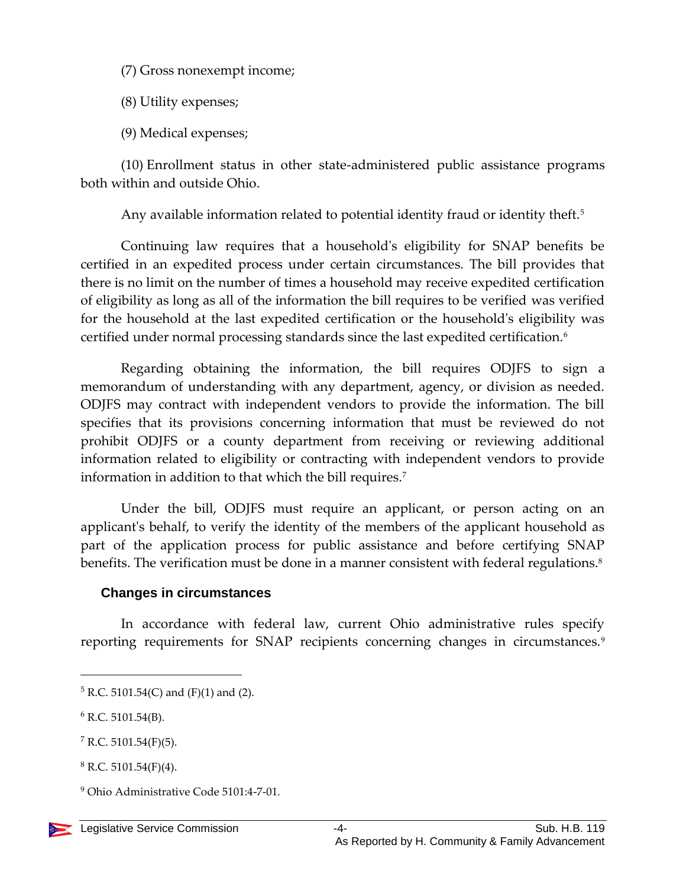(7) Gross nonexempt income;

(8) Utility expenses;

(9) Medical expenses;

(10) Enrollment status in other state-administered public assistance programs both within and outside Ohio.

Any available information related to potential identity fraud or identity theft.[5]

Continuing law requires that a household's eligibility for SNAP benefits be certified in an expedited process under certain circumstances. The bill provides that there is no limit on the number of times a household may receive expedited certification of eligibility as long as all of the information the bill requires to be verified was verified for the household at the last expedited certification or the household's eligibility was certified under normal processing standards since the last expedited certification.[6]

Regarding obtaining the information, the bill requires ODJFS to sign a memorandum of understanding with any department, agency, or division as needed. ODJFS may contract with independent vendors to provide the information. The bill specifies that its provisions concerning information that must be reviewed do not prohibit ODJFS or a county department from receiving or reviewing additional information related to eligibility or contracting with independent vendors to provide information in addition to that which the bill requires.[7]

Under the bill, ODJFS must require an applicant, or person acting on an applicant's behalf, to verify the identity of the members of the applicant household as part of the application process for public assistance and before certifying SNAP benefits. The verification must be done in a manner consistent with federal regulations.[8]

### Changes in circumstances

In accordance with federal law, current Ohio administrative rules specify reporting requirements for SNAP recipients concerning changes in circumstances.[9]

---

[5] R.C. 5101.54(C) and (F)(1) and (2).

[6] R.C. 5101.54(B).

[7] R.C. 5101.54(F)(5).

[8] R.C. 5101.54(F)(4).

[9] Ohio Administrative Code 5101:4-7-01.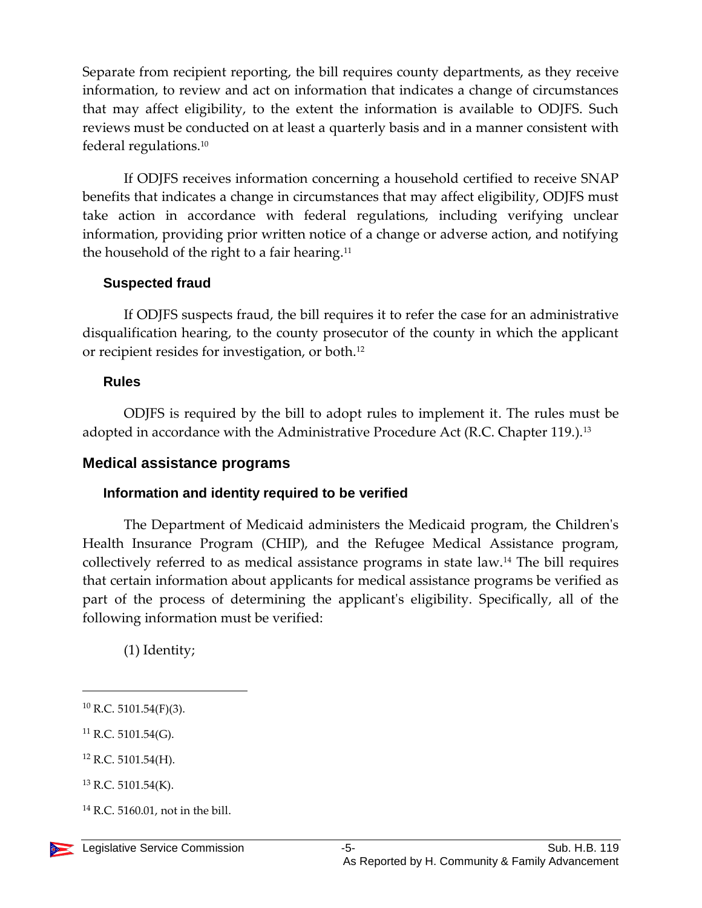Separate from recipient reporting, the bill requires county departments, as they receive information, to review and act on information that indicates a change of circumstances that may affect eligibility, to the extent the information is available to ODJFS. Such reviews must be conducted on at least a quarterly basis and in a manner consistent with federal regulations.[10]

If ODJFS receives information concerning a household certified to receive SNAP benefits that indicates a change in circumstances that may affect eligibility, ODJFS must take action in accordance with federal regulations, including verifying unclear information, providing prior written notice of a change or adverse action, and notifying the household of the right to a fair hearing.[11]

### Suspected fraud

If ODJFS suspects fraud, the bill requires it to refer the case for an administrative disqualification hearing, to the county prosecutor of the county in which the applicant or recipient resides for investigation, or both.[12]

### Rules

ODJFS is required by the bill to adopt rules to implement it. The rules must be adopted in accordance with the Administrative Procedure Act (R.C. Chapter 119.).[13]

## Medical assistance programs

### Information and identity required to be verified

The Department of Medicaid administers the Medicaid program, the Children's Health Insurance Program (CHIP), and the Refugee Medical Assistance program, collectively referred to as medical assistance programs in state law.[14] The bill requires that certain information about applicants for medical assistance programs be verified as part of the process of determining the applicant's eligibility. Specifically, all of the following information must be verified:

(1) Identity;

---

[10] R.C. 5101.54(F)(3).

[11] R.C. 5101.54(G).

[12] R.C. 5101.54(H).

[13] R.C. 5101.54(K).

[14] R.C. 5160.01, not in the bill.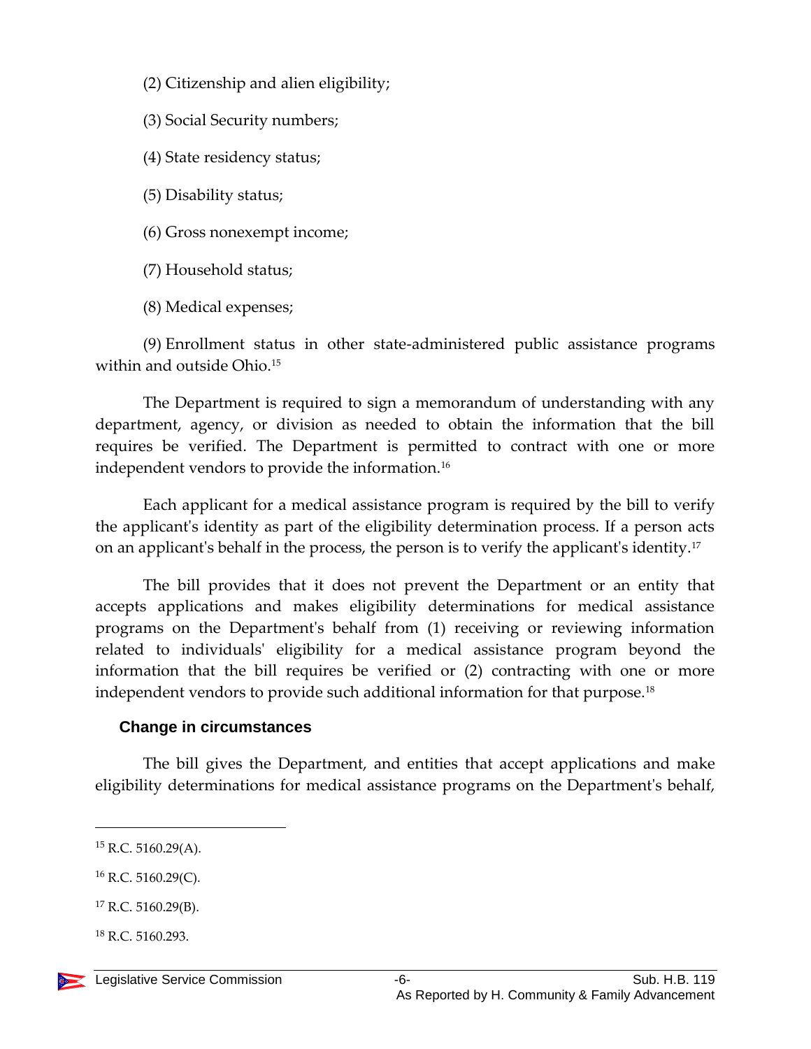(2) Citizenship and alien eligibility;

(3) Social Security numbers;

(4) State residency status;

(5) Disability status;

(6) Gross nonexempt income;

(7) Household status;

(8) Medical expenses;

(9) Enrollment status in other state-administered public assistance programs within and outside Ohio.[15]

The Department is required to sign a memorandum of understanding with any department, agency, or division as needed to obtain the information that the bill requires be verified. The Department is permitted to contract with one or more independent vendors to provide the information.[16]

Each applicant for a medical assistance program is required by the bill to verify the applicant's identity as part of the eligibility determination process. If a person acts on an applicant's behalf in the process, the person is to verify the applicant's identity.[17]

The bill provides that it does not prevent the Department or an entity that accepts applications and makes eligibility determinations for medical assistance programs on the Department's behalf from (1) receiving or reviewing information related to individuals' eligibility for a medical assistance program beyond the information that the bill requires be verified or (2) contracting with one or more independent vendors to provide such additional information for that purpose.[18]

### Change in circumstances

The bill gives the Department, and entities that accept applications and make eligibility determinations for medical assistance programs on the Department's behalf,

---

[15] R.C. 5160.29(A).

[16] R.C. 5160.29(C).

[17] R.C. 5160.29(B).

[18] R.C. 5160.293.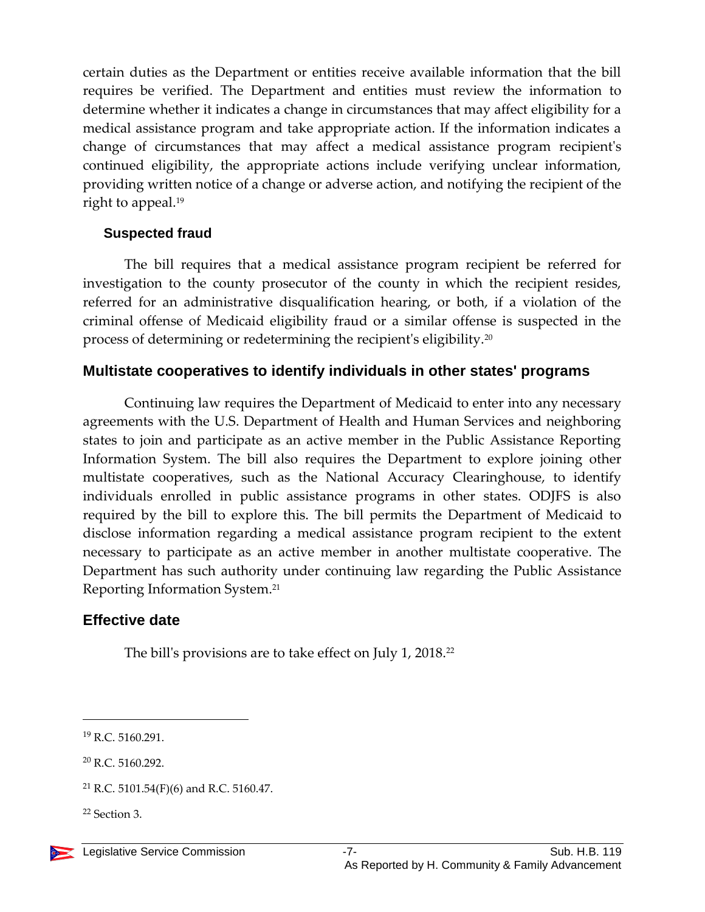certain duties as the Department or entities receive available information that the bill requires be verified. The Department and entities must review the information to determine whether it indicates a change in circumstances that may affect eligibility for a medical assistance program and take appropriate action. If the information indicates a change of circumstances that may affect a medical assistance program recipient's continued eligibility, the appropriate actions include verifying unclear information, providing written notice of a change or adverse action, and notifying the recipient of the right to appeal.[19]

### Suspected fraud

The bill requires that a medical assistance program recipient be referred for investigation to the county prosecutor of the county in which the recipient resides, referred for an administrative disqualification hearing, or both, if a violation of the criminal offense of Medicaid eligibility fraud or a similar offense is suspected in the process of determining or redetermining the recipient's eligibility.[20]

## Multistate cooperatives to identify individuals in other states' programs

Continuing law requires the Department of Medicaid to enter into any necessary agreements with the U.S. Department of Health and Human Services and neighboring states to join and participate as an active member in the Public Assistance Reporting Information System. The bill also requires the Department to explore joining other multistate cooperatives, such as the National Accuracy Clearinghouse, to identify individuals enrolled in public assistance programs in other states. ODJFS is also required by the bill to explore this. The bill permits the Department of Medicaid to disclose information regarding a medical assistance program recipient to the extent necessary to participate as an active member in another multistate cooperative. The Department has such authority under continuing law regarding the Public Assistance Reporting Information System.[21]

## Effective date

The bill's provisions are to take effect on July 1, 2018.[22]

---

[19] R.C. 5160.291.

[20] R.C. 5160.292.

[21] R.C. 5101.54(F)(6) and R.C. 5160.47.

[22] Section 3.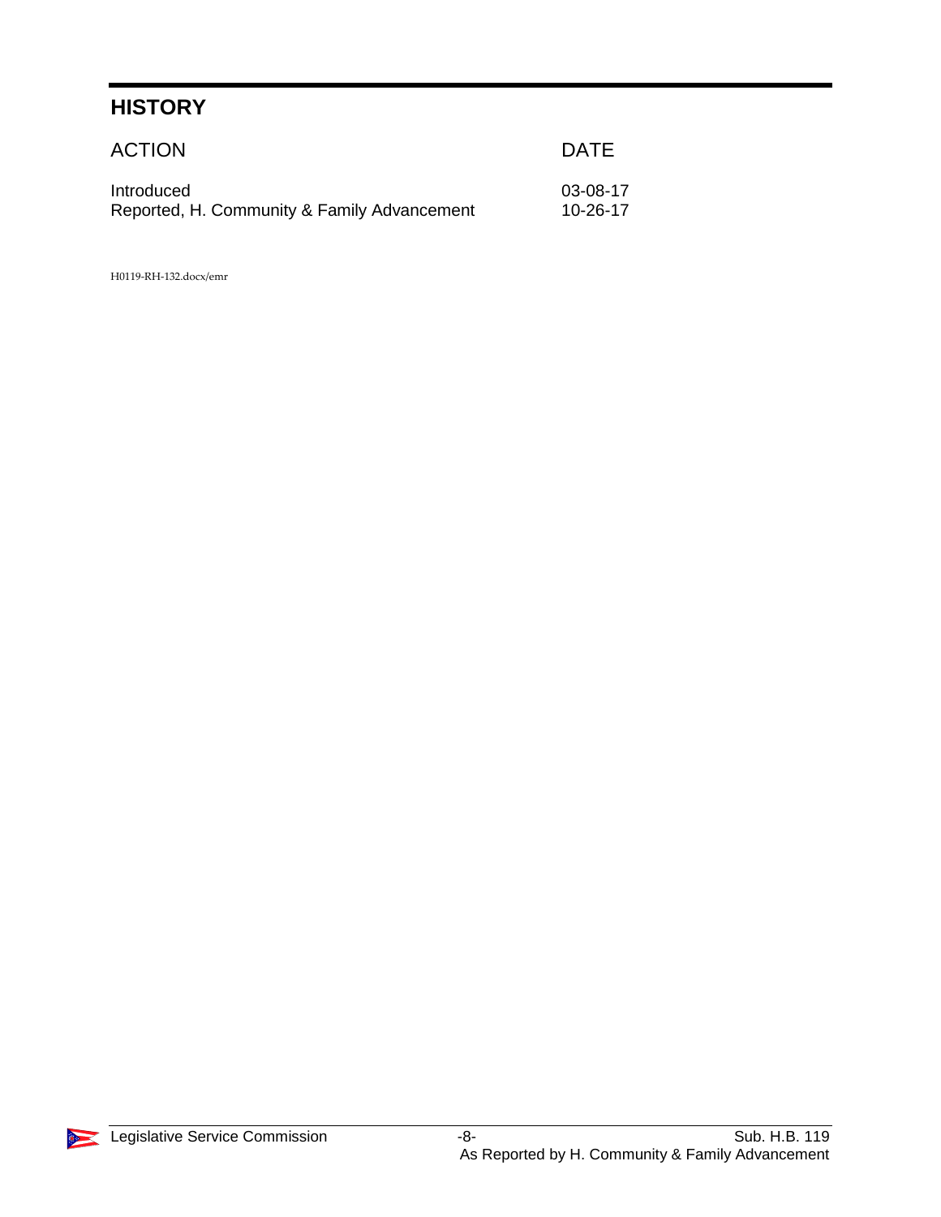## HISTORY

| ACTION | DATE |
|---|---|
| Introduced | 03-08-17 |
| Reported, H. Community & Family Advancement | 10-26-17 |

H0119-RH-132.docx/emr